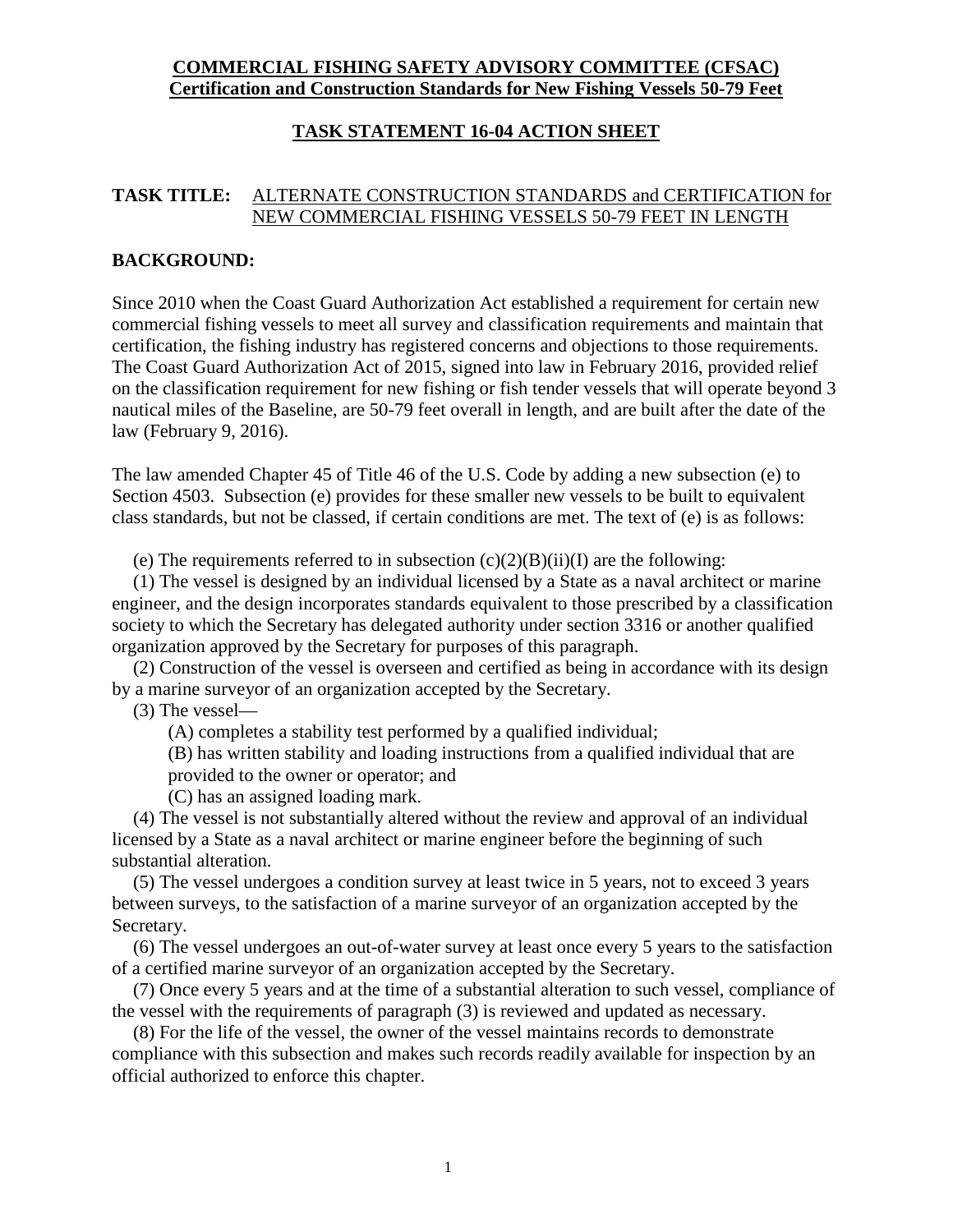**COMMERCIAL FISHING SAFETY ADVISORY COMMITTEE (CFSAC)**
**Certification and Construction Standards for New Fishing Vessels 50-79 Feet**

**TASK STATEMENT 16-04 ACTION SHEET**

**TASK TITLE:** ALTERNATE CONSTRUCTION STANDARDS and CERTIFICATION for NEW COMMERCIAL FISHING VESSELS 50-79 FEET IN LENGTH

## BACKGROUND:

Since 2010 when the Coast Guard Authorization Act established a requirement for certain new commercial fishing vessels to meet all survey and classification requirements and maintain that certification, the fishing industry has registered concerns and objections to those requirements. The Coast Guard Authorization Act of 2015, signed into law in February 2016, provided relief on the classification requirement for new fishing or fish tender vessels that will operate beyond 3 nautical miles of the Baseline, are 50-79 feet overall in length, and are built after the date of the law (February 9, 2016).

The law amended Chapter 45 of Title 46 of the U.S. Code by adding a new subsection (e) to Section 4503. Subsection (e) provides for these smaller new vessels to be built to equivalent class standards, but not be classed, if certain conditions are met. The text of (e) is as follows:

(e) The requirements referred to in subsection (c)(2)(B)(ii)(I) are the following:

(1) The vessel is designed by an individual licensed by a State as a naval architect or marine engineer, and the design incorporates standards equivalent to those prescribed by a classification society to which the Secretary has delegated authority under section 3316 or another qualified organization approved by the Secretary for purposes of this paragraph.

(2) Construction of the vessel is overseen and certified as being in accordance with its design by a marine surveyor of an organization accepted by the Secretary.

(3) The vessel—

(A) completes a stability test performed by a qualified individual;

(B) has written stability and loading instructions from a qualified individual that are provided to the owner or operator; and

(C) has an assigned loading mark.

(4) The vessel is not substantially altered without the review and approval of an individual licensed by a State as a naval architect or marine engineer before the beginning of such substantial alteration.

(5) The vessel undergoes a condition survey at least twice in 5 years, not to exceed 3 years between surveys, to the satisfaction of a marine surveyor of an organization accepted by the Secretary.

(6) The vessel undergoes an out-of-water survey at least once every 5 years to the satisfaction of a certified marine surveyor of an organization accepted by the Secretary.

(7) Once every 5 years and at the time of a substantial alteration to such vessel, compliance of the vessel with the requirements of paragraph (3) is reviewed and updated as necessary.

(8) For the life of the vessel, the owner of the vessel maintains records to demonstrate compliance with this subsection and makes such records readily available for inspection by an official authorized to enforce this chapter.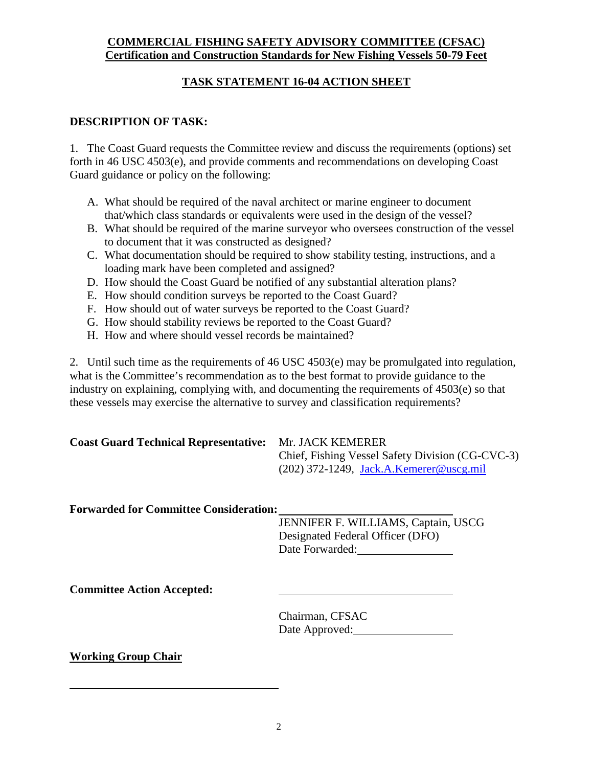**COMMERCIAL FISHING SAFETY ADVISORY COMMITTEE (CFSAC)**
**Certification and Construction Standards for New Fishing Vessels 50-79 Feet**

**TASK STATEMENT 16-04 ACTION SHEET**

**DESCRIPTION OF TASK:**

1. The Coast Guard requests the Committee review and discuss the requirements (options) set forth in 46 USC 4503(e), and provide comments and recommendations on developing Coast Guard guidance or policy on the following:

   A. What should be required of the naval architect or marine engineer to document that/which class standards or equivalents were used in the design of the vessel?
   B. What should be required of the marine surveyor who oversees construction of the vessel to document that it was constructed as designed?
   C. What documentation should be required to show stability testing, instructions, and a loading mark have been completed and assigned?
   D. How should the Coast Guard be notified of any substantial alteration plans?
   E. How should condition surveys be reported to the Coast Guard?
   F. How should out of water surveys be reported to the Coast Guard?
   G. How should stability reviews be reported to the Coast Guard?
   H. How and where should vessel records be maintained?

2. Until such time as the requirements of 46 USC 4503(e) may be promulgated into regulation, what is the Committee's recommendation as to the best format to provide guidance to the industry on explaining, complying with, and documenting the requirements of 4503(e) so that these vessels may exercise the alternative to survey and classification requirements?

**Coast Guard Technical Representative:** Mr. JACK KEMERER
Chief, Fishing Vessel Safety Division (CG-CVC-3)
(202) 372-1249, Jack.A.Kemerer@uscg.mil

**Forwarded for Committee Consideration:** ______________________________
JENNIFER F. WILLIAMS, Captain, USCG
Designated Federal Officer (DFO)
Date Forwarded: ________________

**Committee Action Accepted:** ______________________________

Chairman, CFSAC
Date Approved: ________________

**Working Group Chair**

______________________________